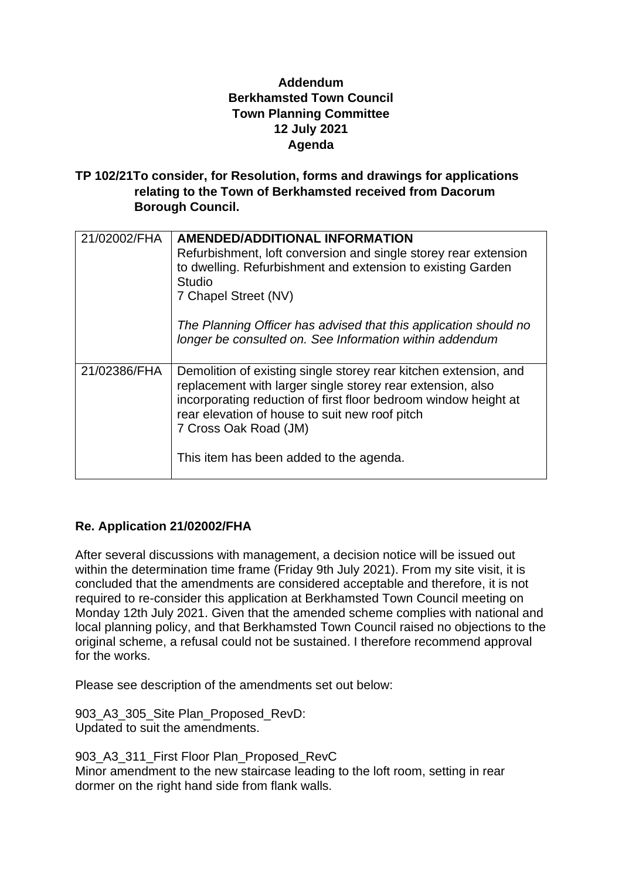**Addendum**
**Berkhamsted Town Council**
**Town Planning Committee**
**12 July 2021**
**Agenda**

**TP 102/21 To consider, for Resolution, forms and drawings for applications relating to the Town of Berkhamsted received from Dacorum Borough Council.**

| | |
|---|---|
| 21/02002/FHA | **AMENDED/ADDITIONAL INFORMATION**<br>Refurbishment, loft conversion and single storey rear extension to dwelling. Refurbishment and extension to existing Garden Studio<br>7 Chapel Street (NV)<br><br>*The Planning Officer has advised that this application should no longer be consulted on. See Information within addendum* |
| 21/02386/FHA | Demolition of existing single storey rear kitchen extension, and replacement with larger single storey rear extension, also incorporating reduction of first floor bedroom window height at rear elevation of house to suit new roof pitch<br>7 Cross Oak Road (JM)<br><br>This item has been added to the agenda. |

**Re. Application 21/02002/FHA**

After several discussions with management, a decision notice will be issued out within the determination time frame (Friday 9th July 2021). From my site visit, it is concluded that the amendments are considered acceptable and therefore, it is not required to re-consider this application at Berkhamsted Town Council meeting on Monday 12th July 2021. Given that the amended scheme complies with national and local planning policy, and that Berkhamsted Town Council raised no objections to the original scheme, a refusal could not be sustained. I therefore recommend approval for the works.

Please see description of the amendments set out below:

903_A3_305_Site Plan_Proposed_RevD:
Updated to suit the amendments.

903_A3_311_First Floor Plan_Proposed_RevC
Minor amendment to the new staircase leading to the loft room, setting in rear dormer on the right hand side from flank walls.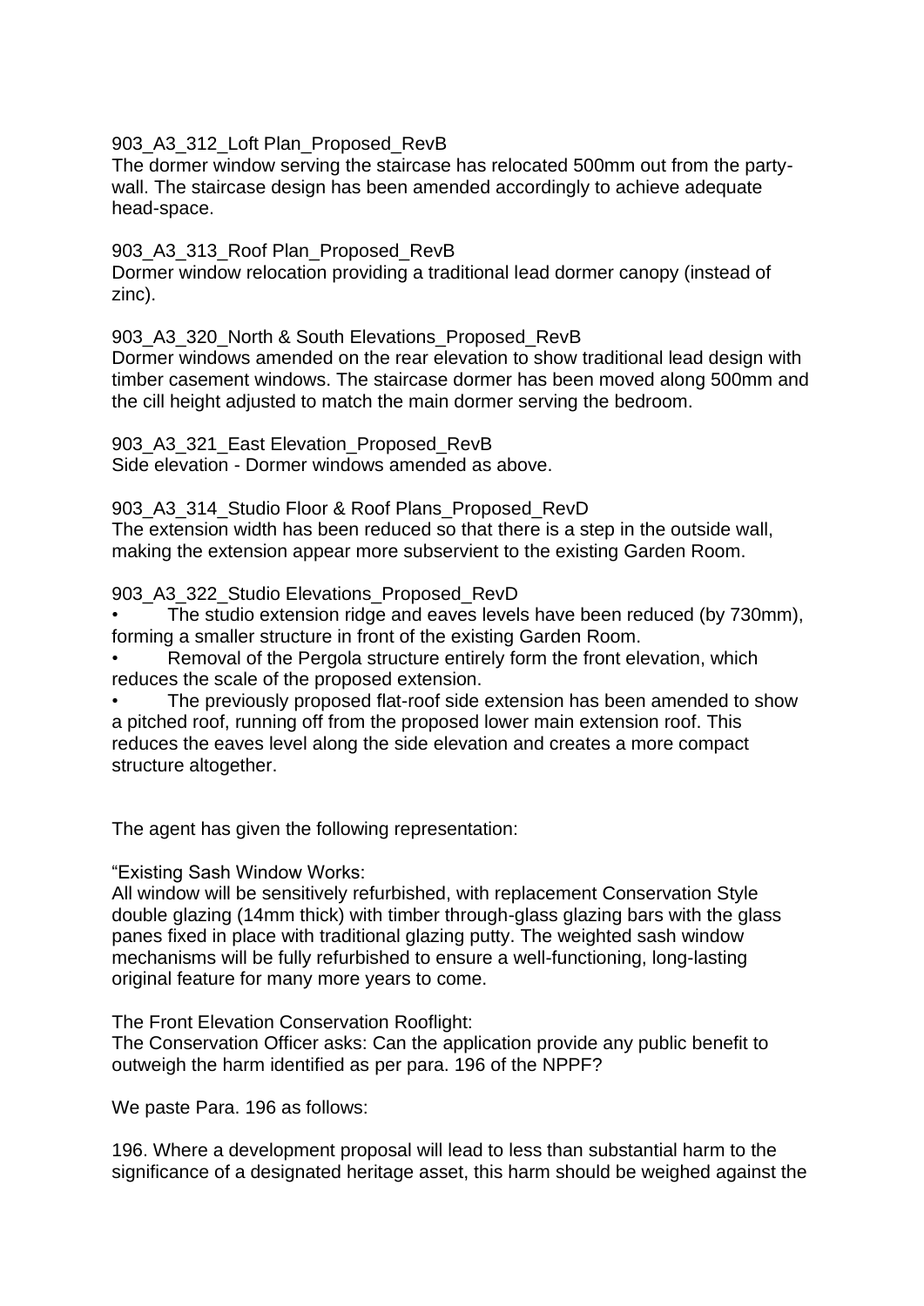903_A3_312_Loft Plan_Proposed_RevB
The dormer window serving the staircase has relocated 500mm out from the party-wall. The staircase design has been amended accordingly to achieve adequate head-space.

903_A3_313_Roof Plan_Proposed_RevB
Dormer window relocation providing a traditional lead dormer canopy (instead of zinc).

903_A3_320_North & South Elevations_Proposed_RevB
Dormer windows amended on the rear elevation to show traditional lead design with timber casement windows. The staircase dormer has been moved along 500mm and the cill height adjusted to match the main dormer serving the bedroom.

903_A3_321_East Elevation_Proposed_RevB
Side elevation - Dormer windows amended as above.

903_A3_314_Studio Floor & Roof Plans_Proposed_RevD
The extension width has been reduced so that there is a step in the outside wall, making the extension appear more subservient to the existing Garden Room.

903_A3_322_Studio Elevations_Proposed_RevD

- The studio extension ridge and eaves levels have been reduced (by 730mm), forming a smaller structure in front of the existing Garden Room.
- Removal of the Pergola structure entirely form the front elevation, which reduces the scale of the proposed extension.
- The previously proposed flat-roof side extension has been amended to show a pitched roof, running off from the proposed lower main extension roof. This reduces the eaves level along the side elevation and creates a more compact structure altogether.

The agent has given the following representation:

"Existing Sash Window Works:
All window will be sensitively refurbished, with replacement Conservation Style double glazing (14mm thick) with timber through-glass glazing bars with the glass panes fixed in place with traditional glazing putty. The weighted sash window mechanisms will be fully refurbished to ensure a well-functioning, long-lasting original feature for many more years to come.

The Front Elevation Conservation Rooflight:
The Conservation Officer asks: Can the application provide any public benefit to outweigh the harm identified as per para. 196 of the NPPF?

We paste Para. 196 as follows:

196. Where a development proposal will lead to less than substantial harm to the significance of a designated heritage asset, this harm should be weighed against the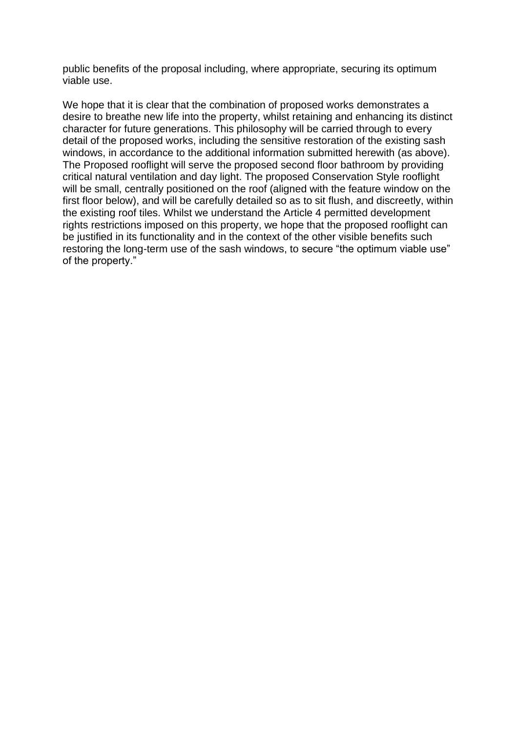public benefits of the proposal including, where appropriate, securing its optimum viable use.

We hope that it is clear that the combination of proposed works demonstrates a desire to breathe new life into the property, whilst retaining and enhancing its distinct character for future generations. This philosophy will be carried through to every detail of the proposed works, including the sensitive restoration of the existing sash windows, in accordance to the additional information submitted herewith (as above). The Proposed rooflight will serve the proposed second floor bathroom by providing critical natural ventilation and day light. The proposed Conservation Style rooflight will be small, centrally positioned on the roof (aligned with the feature window on the first floor below), and will be carefully detailed so as to sit flush, and discreetly, within the existing roof tiles. Whilst we understand the Article 4 permitted development rights restrictions imposed on this property, we hope that the proposed rooflight can be justified in its functionality and in the context of the other visible benefits such restoring the long-term use of the sash windows, to secure "the optimum viable use" of the property."